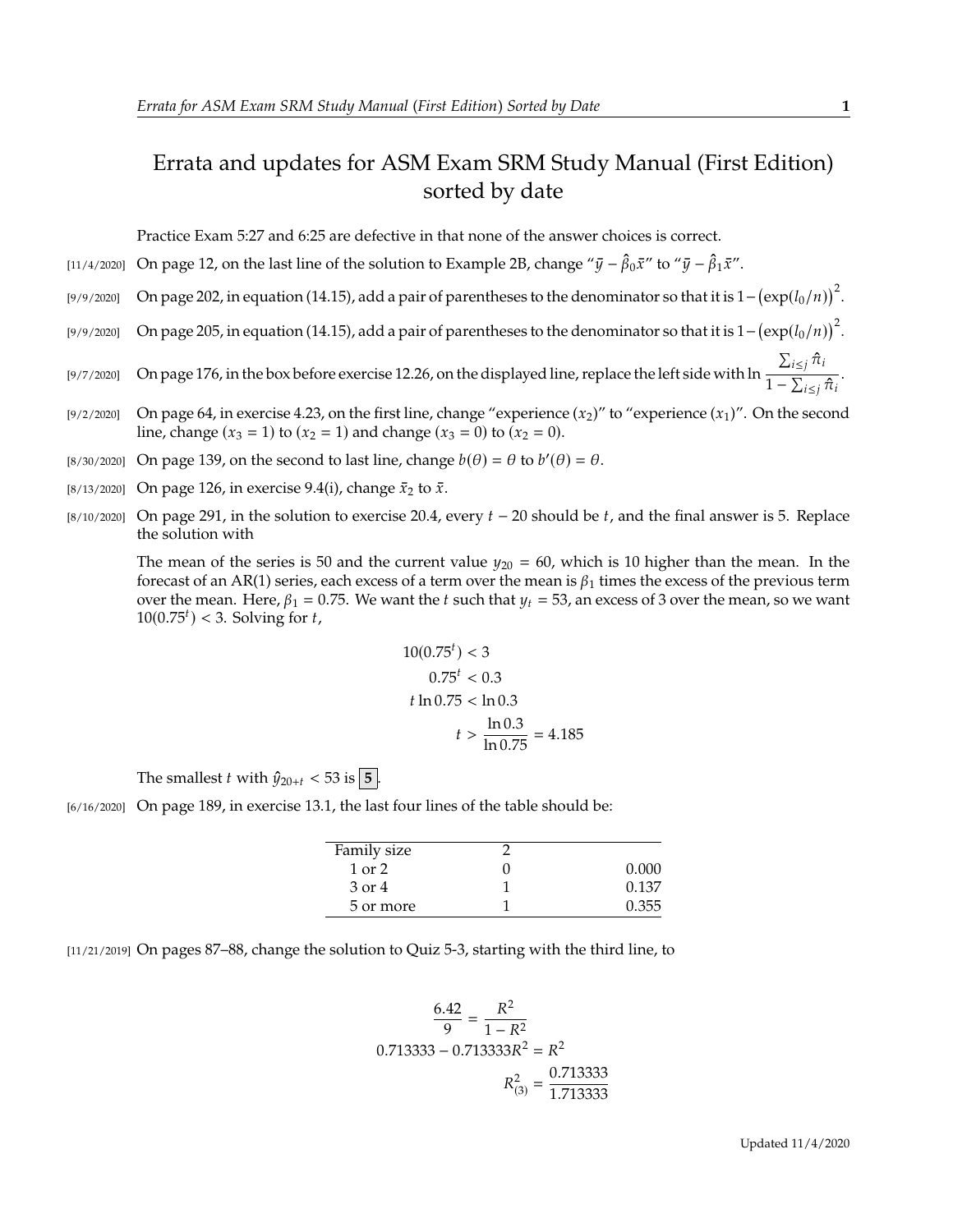# Errata and updates for ASM Exam SRM Study Manual (First Edition) sorted by date

Practice Exam 5:27 and 6:25 are defective in that none of the answer choices is correct.

[11/4/2020] On page 12, on the last line of the solution to Example 2B, change "$\bar{y} - \hat{\beta}_0 \bar{x}$" to "$\bar{y} - \hat{\beta}_1 \bar{x}$".

[9/9/2020] On page 202, in equation (14.15), add a pair of parentheses to the denominator so that it is $1 - \left(\exp(l_0/n)\right)^2$.

[9/9/2020] On page 205, in equation (14.15), add a pair of parentheses to the denominator so that it is $1 - \left(\exp(l_0/n)\right)^2$.

[9/7/2020] On page 176, in the box before exercise 12.26, on the displayed line, replace the left side with $\ln \dfrac{\sum_{i \le j} \hat{\pi}_i}{1 - \sum_{i \le j} \hat{\pi}_i}$.

[9/2/2020] On page 64, in exercise 4.23, on the first line, change "experience ($x_2$)" to "experience ($x_1$)". On the second line, change ($x_3 = 1$) to ($x_2 = 1$) and change ($x_3 = 0$) to ($x_2 = 0$).

[8/30/2020] On page 139, on the second to last line, change $b(\theta) = \theta$ to $b'(\theta) = \theta$.

[8/13/2020] On page 126, in exercise 9.4(i), change $\bar{x}_2$ to $\bar{x}$.

[8/10/2020] On page 291, in the solution to exercise 20.4, every $t - 20$ should be $t$, and the final answer is 5. Replace the solution with

The mean of the series is 50 and the current value $y_{20} = 60$, which is 10 higher than the mean. In the forecast of an AR(1) series, each excess of a term over the mean is $\beta_1$ times the excess of the previous term over the mean. Here, $\beta_1 = 0.75$. We want the $t$ such that $y_t = 53$, an excess of 3 over the mean, so we want $10(0.75^t) < 3$. Solving for $t$,

$$
\begin{aligned}
10(0.75^t) &< 3 \\
0.75^t &< 0.3 \\
t \ln 0.75 &< \ln 0.3 \\
t &> \frac{\ln 0.3}{\ln 0.75} = 4.185
\end{aligned}
$$

The smallest $t$ with $\hat{y}_{20+t} < 53$ is $\boxed{\mathbf{5}}$.

[6/16/2020] On page 189, in exercise 13.1, the last four lines of the table should be:

| Family size | 2 | |
|---|---|---|
| 1 or 2 | 0 | 0.000 |
| 3 or 4 | 1 | 0.137 |
| 5 or more | 1 | 0.355 |

[11/21/2019] On pages 87–88, change the solution to Quiz 5-3, starting with the third line, to

$$
\begin{aligned}
\frac{6.42}{9} &= \frac{R^2}{1 - R^2} \\
0.713333 - 0.713333R^2 &= R^2 \\
R^2_{(3)} &= \frac{0.713333}{1.713333}
\end{aligned}
$$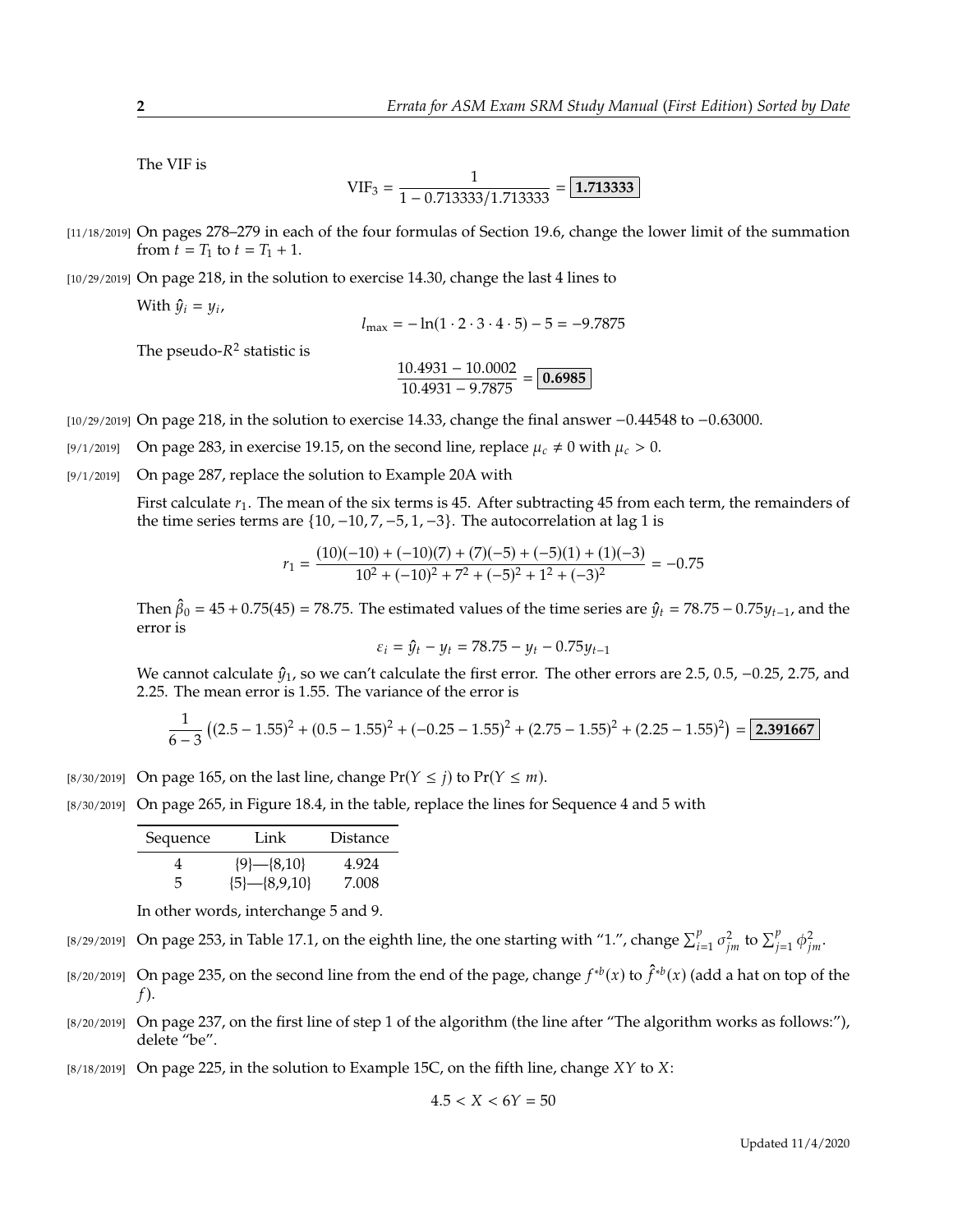The VIF is

$$\text{VIF}_3 = \frac{1}{1 - 0.713333/1.713333} = \boxed{\mathbf{1.713333}}$$

[11/18/2019] On pages 278–279 in each of the four formulas of Section 19.6, change the lower limit of the summation from $t = T_1$ to $t = T_1 + 1$.

[10/29/2019] On page 218, in the solution to exercise 14.30, change the last 4 lines to

With $\hat{y}_i = y_i$,

$$l_{\max} = -\ln(1 \cdot 2 \cdot 3 \cdot 4 \cdot 5) - 5 = -9.7875$$

The pseudo-$R^2$ statistic is

$$\frac{10.4931 - 10.0002}{10.4931 - 9.7875} = \boxed{\mathbf{0.6985}}$$

[10/29/2019] On page 218, in the solution to exercise 14.33, change the final answer −0.44548 to −0.63000.

[9/1/2019] On page 283, in exercise 19.15, on the second line, replace $\mu_c \neq 0$ with $\mu_c > 0$.

[9/1/2019] On page 287, replace the solution to Example 20A with

First calculate $r_1$. The mean of the six terms is 45. After subtracting 45 from each term, the remainders of the time series terms are $\{10, -10, 7, -5, 1, -3\}$. The autocorrelation at lag 1 is

$$r_1 = \frac{(10)(-10) + (-10)(7) + (7)(-5) + (-5)(1) + (1)(-3)}{10^2 + (-10)^2 + 7^2 + (-5)^2 + 1^2 + (-3)^2} = -0.75$$

Then $\hat{\beta}_0 = 45 + 0.75(45) = 78.75$. The estimated values of the time series are $\hat{y}_t = 78.75 - 0.75y_{t-1}$, and the error is

$$\varepsilon_i = \hat{y}_t - y_t = 78.75 - y_t - 0.75y_{t-1}$$

We cannot calculate $\hat{y}_1$, so we can't calculate the first error. The other errors are 2.5, 0.5, −0.25, 2.75, and 2.25. The mean error is 1.55. The variance of the error is

$$\frac{1}{6-3}\left((2.5 - 1.55)^2 + (0.5 - 1.55)^2 + (-0.25 - 1.55)^2 + (2.75 - 1.55)^2 + (2.25 - 1.55)^2\right) = \boxed{\mathbf{2.391667}}$$

[8/30/2019] On page 165, on the last line, change $\Pr(Y \leq j)$ to $\Pr(Y \leq m)$.

[8/30/2019] On page 265, in Figure 18.4, in the table, replace the lines for Sequence 4 and 5 with

| Sequence | Link | Distance |
|---|---|---|
| 4 | {9}—{8,10} | 4.924 |
| 5 | {5}—{8,9,10} | 7.008 |

In other words, interchange 5 and 9.

[8/29/2019] On page 253, in Table 17.1, on the eighth line, the one starting with "1.", change $\sum_{i=1}^{p} \sigma_{jm}^2$ to $\sum_{j=1}^{p} \phi_{jm}^2$.

[8/20/2019] On page 235, on the second line from the end of the page, change $f^{*b}(x)$ to $\hat{f}^{*b}(x)$ (add a hat on top of the $f$).

[8/20/2019] On page 237, on the first line of step 1 of the algorithm (the line after "The algorithm works as follows:"), delete "be".

[8/18/2019] On page 225, in the solution to Example 15C, on the fifth line, change $XY$ to $X$:

$$4.5 < X < 6Y = 50$$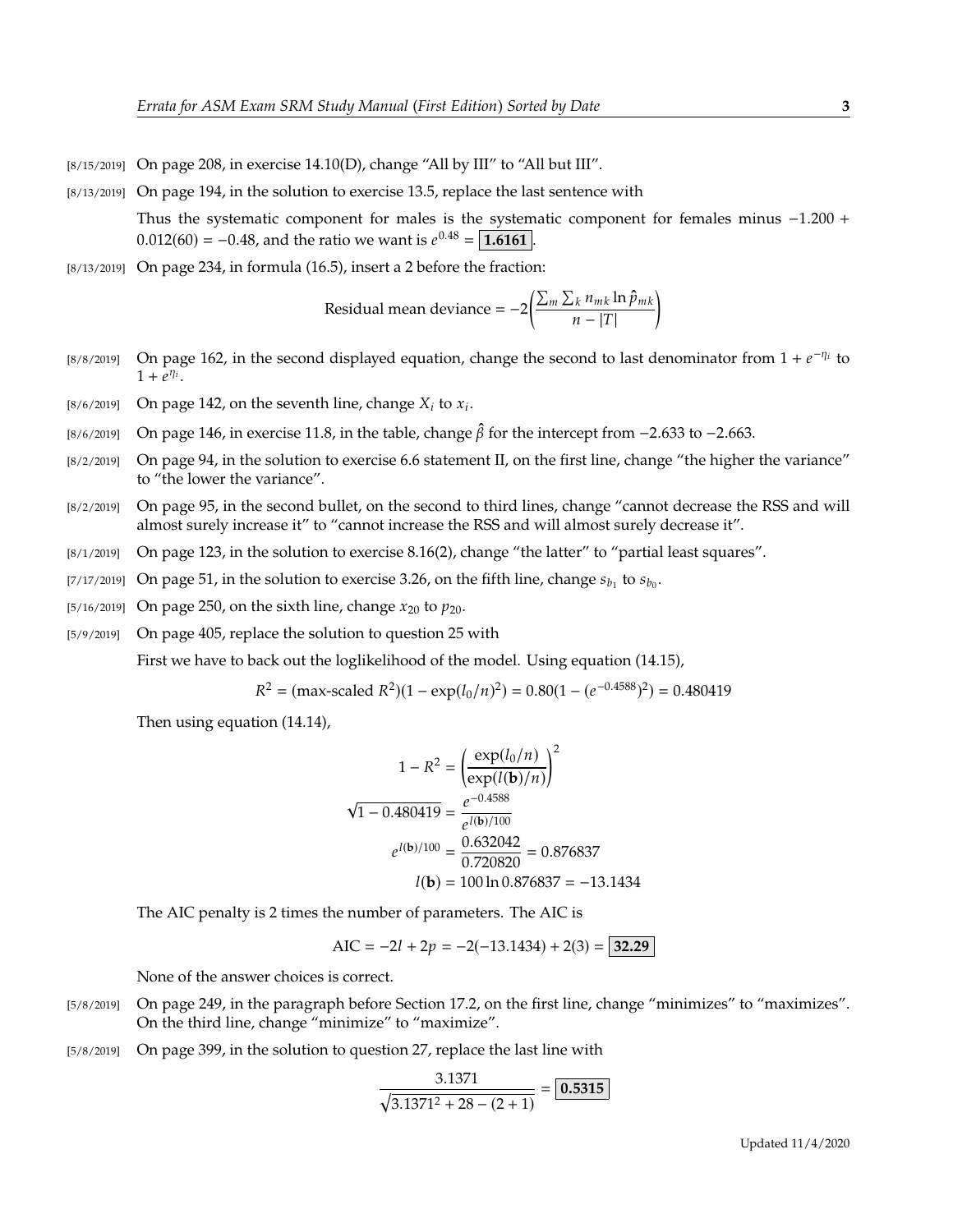[8/15/2019] On page 208, in exercise 14.10(D), change "All by III" to "All but III".

[8/13/2019] On page 194, in the solution to exercise 13.5, replace the last sentence with

Thus the systematic component for males is the systematic component for females minus $-1.200 + 0.012(60) = -0.48$, and the ratio we want is $e^{0.48} = \boxed{\mathbf{1.6161}}$.

[8/13/2019] On page 234, in formula (16.5), insert a 2 before the fraction:

$$\text{Residual mean deviance} = -2\left(\frac{\sum_m \sum_k n_{mk} \ln \hat{p}_{mk}}{n - |T|}\right)$$

[8/8/2019] On page 162, in the second displayed equation, change the second to last denominator from $1 + e^{-\eta_i}$ to $1 + e^{\eta_i}$.

[8/6/2019] On page 142, on the seventh line, change $X_i$ to $x_i$.

[8/6/2019] On page 146, in exercise 11.8, in the table, change $\hat{\beta}$ for the intercept from $-2.633$ to $-2.663$.

[8/2/2019] On page 94, in the solution to exercise 6.6 statement II, on the first line, change "the higher the variance" to "the lower the variance".

[8/2/2019] On page 95, in the second bullet, on the second to third lines, change "cannot decrease the RSS and will almost surely increase it" to "cannot increase the RSS and will almost surely decrease it".

[8/1/2019] On page 123, in the solution to exercise 8.16(2), change "the latter" to "partial least squares".

[7/17/2019] On page 51, in the solution to exercise 3.26, on the fifth line, change $s_{b_1}$ to $s_{b_0}$.

[5/16/2019] On page 250, on the sixth line, change $x_{20}$ to $p_{20}$.

[5/9/2019] On page 405, replace the solution to question 25 with

First we have to back out the loglikelihood of the model. Using equation (14.15),

$$R^2 = (\text{max-scaled } R^2)(1 - \exp(l_0/n)^2) = 0.80(1 - (e^{-0.4588})^2) = 0.480419$$

Then using equation (14.14),

$$\begin{aligned}
1 - R^2 &= \left(\frac{\exp(l_0/n)}{\exp(l(\mathbf{b})/n)}\right)^2 \\
\sqrt{1 - 0.480419} &= \frac{e^{-0.4588}}{e^{l(\mathbf{b})/100}} \\
e^{l(\mathbf{b})/100} &= \frac{0.632042}{0.720820} = 0.876837 \\
l(\mathbf{b}) &= 100 \ln 0.876837 = -13.1434
\end{aligned}$$

The AIC penalty is 2 times the number of parameters. The AIC is

$$\text{AIC} = -2l + 2p = -2(-13.1434) + 2(3) = \boxed{\mathbf{32.29}}$$

None of the answer choices is correct.

[5/8/2019] On page 249, in the paragraph before Section 17.2, on the first line, change "minimizes" to "maximizes". On the third line, change "minimize" to "maximize".

[5/8/2019] On page 399, in the solution to question 27, replace the last line with

$$\frac{3.1371}{\sqrt{3.1371^2 + 28 - (2+1)}} = \boxed{\mathbf{0.5315}}$$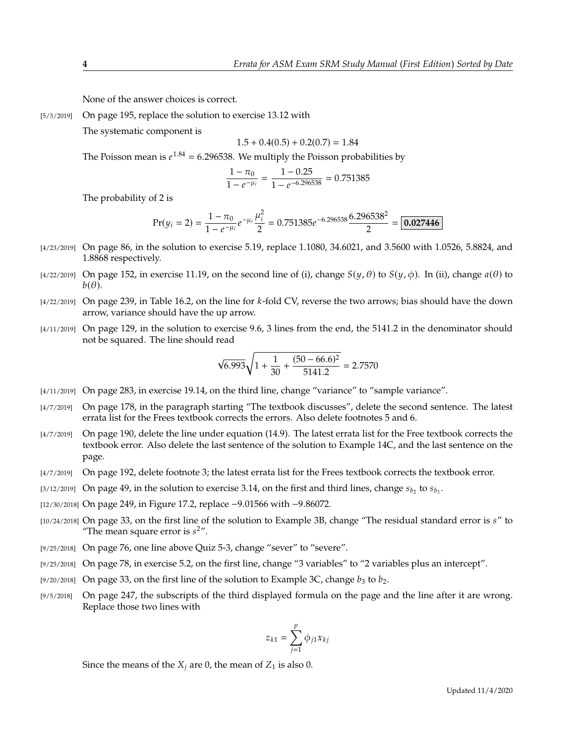None of the answer choices is correct.

[5/3/2019] On page 195, replace the solution to exercise 13.12 with

The systematic component is

$$1.5 + 0.4(0.5) + 0.2(0.7) = 1.84$$

The Poisson mean is $e^{1.84} = 6.296538$. We multiply the Poisson probabilities by

$$\frac{1-\pi_0}{1-e^{-\mu_i}} = \frac{1-0.25}{1-e^{-6.296538}} = 0.751385$$

The probability of 2 is

$$\Pr(y_i = 2) = \frac{1-\pi_0}{1-e^{-\mu_i}} e^{-\mu_i} \frac{\mu_i^2}{2} = 0.751385 e^{-6.296538} \frac{6.296538^2}{2} = \boxed{\mathbf{0.027446}}$$

[4/23/2019] On page 86, in the solution to exercise 5.19, replace 1.1080, 34.6021, and 3.5600 with 1.0526, 5.8824, and 1.8868 respectively.

[4/22/2019] On page 152, in exercise 11.19, on the second line of (i), change $S(y,\theta)$ to $S(y,\phi)$. In (ii), change $a(\theta)$ to $b(\theta)$.

[4/22/2019] On page 239, in Table 16.2, on the line for $k$-fold CV, reverse the two arrows; bias should have the down arrow, variance should have the up arrow.

[4/11/2019] On page 129, in the solution to exercise 9.6, 3 lines from the end, the 5141.2 in the denominator should not be squared. The line should read

$$\sqrt{6.993}\sqrt{1 + \frac{1}{30} + \frac{(50-66.6)^2}{5141.2}} = 2.7570$$

[4/11/2019] On page 283, in exercise 19.14, on the third line, change "variance" to "sample variance".

[4/7/2019] On page 178, in the paragraph starting "The textbook discusses", delete the second sentence. The latest errata list for the Frees textbook corrects the errors. Also delete footnotes 5 and 6.

[4/7/2019] On page 190, delete the line under equation (14.9). The latest errata list for the Free textbook corrects the textbook error. Also delete the last sentence of the solution to Example 14C, and the last sentence on the page.

[4/7/2019] On page 192, delete footnote 3; the latest errata list for the Frees textbook corrects the textbook error.

[3/12/2019] On page 49, in the solution to exercise 3.14, on the first and third lines, change $s_{b_2}$ to $s_{b_1}$.

[12/30/2018] On page 249, in Figure 17.2, replace −9.01566 with −9.86072.

[10/24/2018] On page 33, on the first line of the solution to Example 3B, change "The residual standard error is $s$" to "The mean square error is $s^2$".

[9/25/2018] On page 76, one line above Quiz 5-3, change "sever" to "severe".

[9/25/2018] On page 78, in exercise 5.2, on the first line, change "3 variables" to "2 variables plus an intercept".

[9/20/2018] On page 33, on the first line of the solution to Example 3C, change $b_3$ to $b_2$.

[9/5/2018] On page 247, the subscripts of the third displayed formula on the page and the line after it are wrong. Replace those two lines with

$$z_{k1} = \sum_{j=1}^{p} \phi_{j1} x_{kj}$$

Since the means of the $X_j$ are 0, the mean of $Z_1$ is also 0.

Updated 11/4/2020